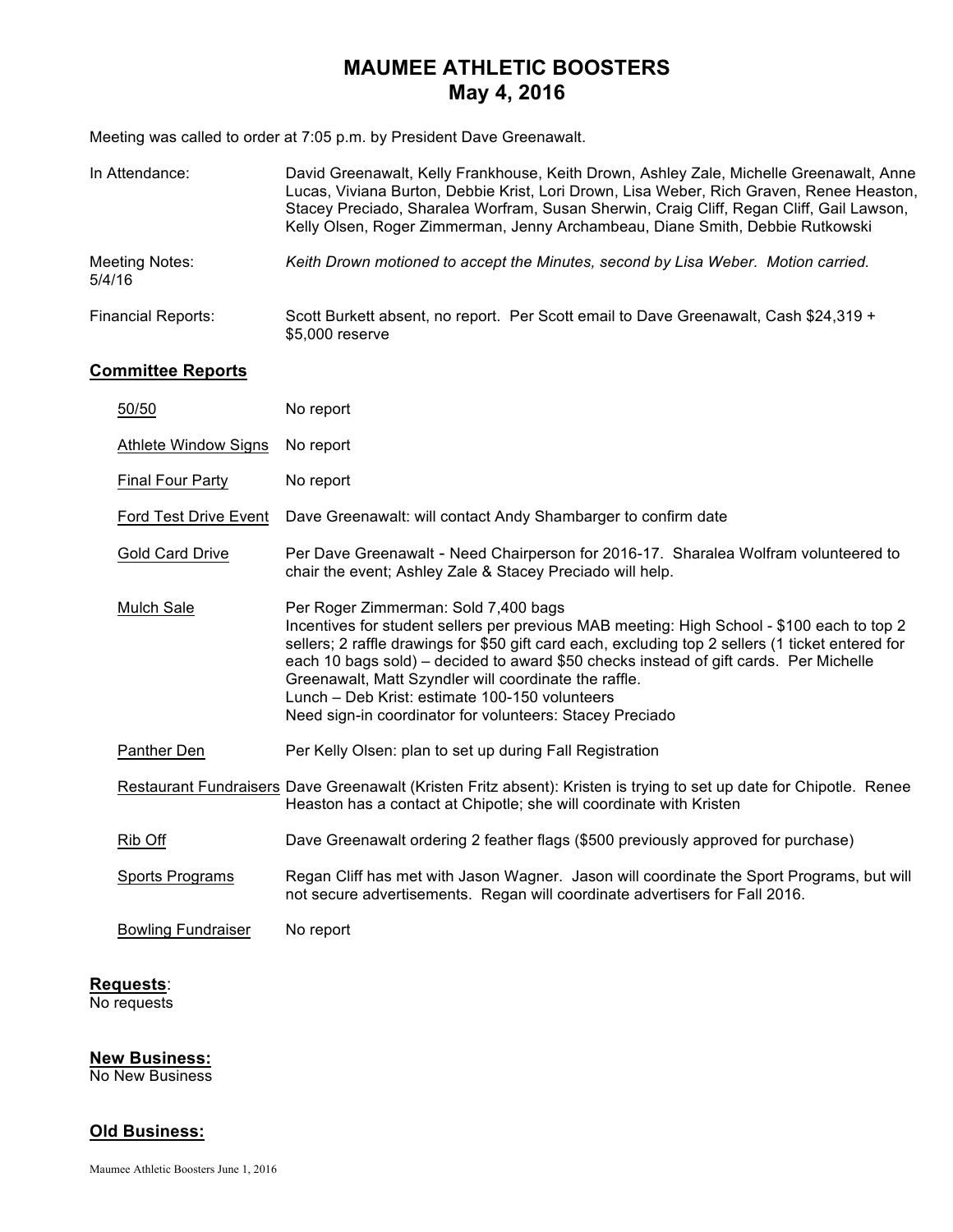# MAUMEE ATHLETIC BOOSTERS
## May 4, 2016

Meeting was called to order at 7:05 p.m. by President Dave Greenawalt.

| | |
|---|---|
| In Attendance: | David Greenawalt, Kelly Frankhouse, Keith Drown, Ashley Zale, Michelle Greenawalt, Anne Lucas, Viviana Burton, Debbie Krist, Lori Drown, Lisa Weber, Rich Graven, Renee Heaston, Stacey Preciado, Sharalea Worfram, Susan Sherwin, Craig Cliff, Regan Cliff, Gail Lawson, Kelly Olsen, Roger Zimmerman, Jenny Archambeau, Diane Smith, Debbie Rutkowski |
| Meeting Notes: 5/4/16 | *Keith Drown motioned to accept the Minutes, second by Lisa Weber. Motion carried.* |
| Financial Reports: | Scott Burkett absent, no report. Per Scott email to Dave Greenawalt, Cash $24,319 + $5,000 reserve |

## Committee Reports

| | |
|---|---|
| 50/50 | No report |
| Athlete Window Signs | No report |
| Final Four Party | No report |
| Ford Test Drive Event | Dave Greenawalt: will contact Andy Shambarger to confirm date |
| Gold Card Drive | Per Dave Greenawalt - Need Chairperson for 2016-17. Sharalea Wolfram volunteered to chair the event; Ashley Zale & Stacey Preciado will help. |
| Mulch Sale | Per Roger Zimmerman: Sold 7,400 bags<br>Incentives for student sellers per previous MAB meeting: High School - $100 each to top 2 sellers; 2 raffle drawings for $50 gift card each, excluding top 2 sellers (1 ticket entered for each 10 bags sold) – decided to award $50 checks instead of gift cards. Per Michelle Greenawalt, Matt Szyndler will coordinate the raffle.<br>Lunch – Deb Krist: estimate 100-150 volunteers<br>Need sign-in coordinator for volunteers: Stacey Preciado |
| Panther Den | Per Kelly Olsen: plan to set up during Fall Registration |
| Restaurant Fundraisers | Dave Greenawalt (Kristen Fritz absent): Kristen is trying to set up date for Chipotle. Renee Heaston has a contact at Chipotle; she will coordinate with Kristen |
| Rib Off | Dave Greenawalt ordering 2 feather flags ($500 previously approved for purchase) |
| Sports Programs | Regan Cliff has met with Jason Wagner. Jason will coordinate the Sport Programs, but will not secure advertisements. Regan will coordinate advertisers for Fall 2016. |
| Bowling Fundraiser | No report |

## Requests:
No requests

## New Business:
No New Business

## Old Business: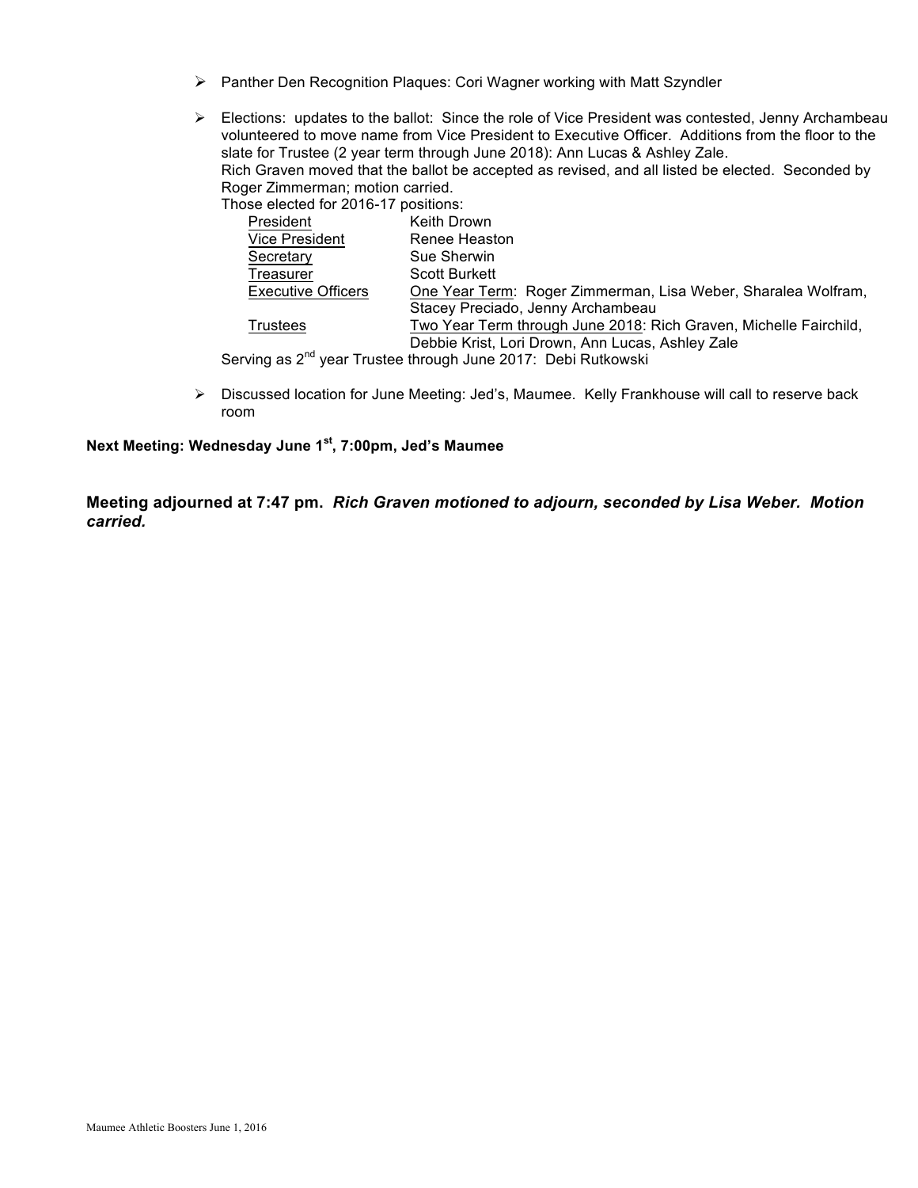- Panther Den Recognition Plaques: Cori Wagner working with Matt Szyndler

- Elections: updates to the ballot: Since the role of Vice President was contested, Jenny Archambeau volunteered to move name from Vice President to Executive Officer. Additions from the floor to the slate for Trustee (2 year term through June 2018): Ann Lucas & Ashley Zale.
  Rich Graven moved that the ballot be accepted as revised, and all listed be elected. Seconded by Roger Zimmerman; motion carried.
  Those elected for 2016-17 positions:

| | |
|---|---|
| President | Keith Drown |
| Vice President | Renee Heaston |
| Secretary | Sue Sherwin |
| Treasurer | Scott Burkett |
| Executive Officers | One Year Term: Roger Zimmerman, Lisa Weber, Sharalea Wolfram, Stacey Preciado, Jenny Archambeau |
| Trustees | Two Year Term through June 2018: Rich Graven, Michelle Fairchild, Debbie Krist, Lori Drown, Ann Lucas, Ashley Zale |

  Serving as 2nd year Trustee through June 2017: Debi Rutkowski

- Discussed location for June Meeting: Jed's, Maumee. Kelly Frankhouse will call to reserve back room

**Next Meeting: Wednesday June 1st, 7:00pm, Jed's Maumee**

**Meeting adjourned at 7:47 pm. *Rich Graven motioned to adjourn, seconded by Lisa Weber. Motion carried.***